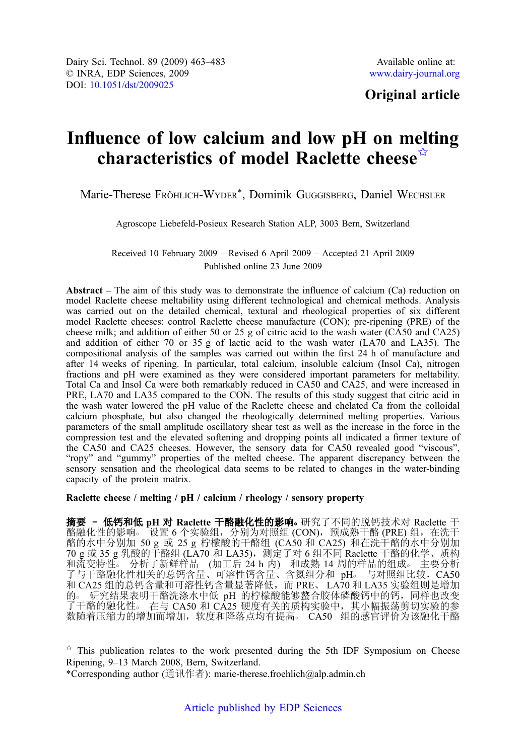Dairy Sci. Technol. 89 (2009) 463–483
© INRA, EDP Sciences, 2009
DOI: 10.1051/dst/2009025

Available online at:
www.dairy-journal.org

**Original article**

# Influence of low calcium and low pH on melting characteristics of model Raclette cheese☆

Marie-Therese FRÖHLICH-WYDER*, Dominik GUGGISBERG, Daniel WECHSLER

Agroscope Liebefeld-Posieux Research Station ALP, 3003 Bern, Switzerland

Received 10 February 2009 – Revised 6 April 2009 – Accepted 21 April 2009
Published online 23 June 2009

**Abstract** – The aim of this study was to demonstrate the influence of calcium (Ca) reduction on model Raclette cheese meltability using different technological and chemical methods. Analysis was carried out on the detailed chemical, textural and rheological properties of six different model Raclette cheeses: control Raclette cheese manufacture (CON); pre-ripening (PRE) of the cheese milk; and addition of either 50 or 25 g of citric acid to the wash water (CA50 and CA25) and addition of either 70 or 35 g of lactic acid to the wash water (LA70 and LA35). The compositional analysis of the samples was carried out within the first 24 h of manufacture and after 14 weeks of ripening. In particular, total calcium, insoluble calcium (Insol Ca), nitrogen fractions and pH were examined as they were considered important parameters for meltability. Total Ca and Insol Ca were both remarkably reduced in CA50 and CA25, and were increased in PRE, LA70 and LA35 compared to the CON. The results of this study suggest that citric acid in the wash water lowered the pH value of the Raclette cheese and chelated Ca from the colloidal calcium phosphate, but also changed the rheologically determined melting properties. Various parameters of the small amplitude oscillatory shear test as well as the increase in the force in the compression test and the elevated softening and dropping points all indicated a firmer texture of the CA50 and CA25 cheeses. However, the sensory data for CA50 revealed good "viscous", "ropy" and "gummy" properties of the melted cheese. The apparent discrepancy between the sensory sensation and the rheological data seems to be related to changes in the water-binding capacity of the protein matrix.

**Raclette cheese / melting / pH / calcium / rheology / sensory property**

**摘要 – 低钙和低 pH 对 Raclette 干酪融化性的影响。**研究了不同的脱钙技术对 Raclette 干酪融化性的影响。设置 6 个实验组，分别为对照组 (CON)，预成熟干酪 (PRE) 组，在洗干酪的水中分别加 50 g 或 25 g 柠檬酸的干酪组 (CA50 和 CA25) 和在洗干酪的水中分别加 70 g 或 35 g 乳酸的干酪组 (LA70 和 LA35)，测定了对 6 组不同 Raclette 干酪的化学、质构和流变特性。分析了新鲜样品 (加工后 24 h 内) 和成熟 14 周的样品的组成。主要分析了与干酪融化性相关的总钙含量、可溶性钙含量、含氮组分和 pH。与对照组比较，CA50 和 CA25 组的总钙含量和可溶性钙含量显著降低，而 PRE、LA70 和 LA35 实验组则是增加的。研究结果表明干酪洗涤水中低 pH 的柠檬酸能够螯合胶体磷酸钙中的钙，同样也改变了干酪的融化性。在与 CA50 和 CA25 硬度有关的质构实验中，其小幅振荡剪切实验的参数随着压缩力的增加而增加，软度和降落点均有提高。CA50 组的感官评价为该融化干酪

☆ This publication relates to the work presented during the 5th IDF Symposium on Cheese Ripening, 9–13 March 2008, Bern, Switzerland.
*Corresponding author (通讯作者): marie-therese.froehlich@alp.admin.ch

Article published by EDP Sciences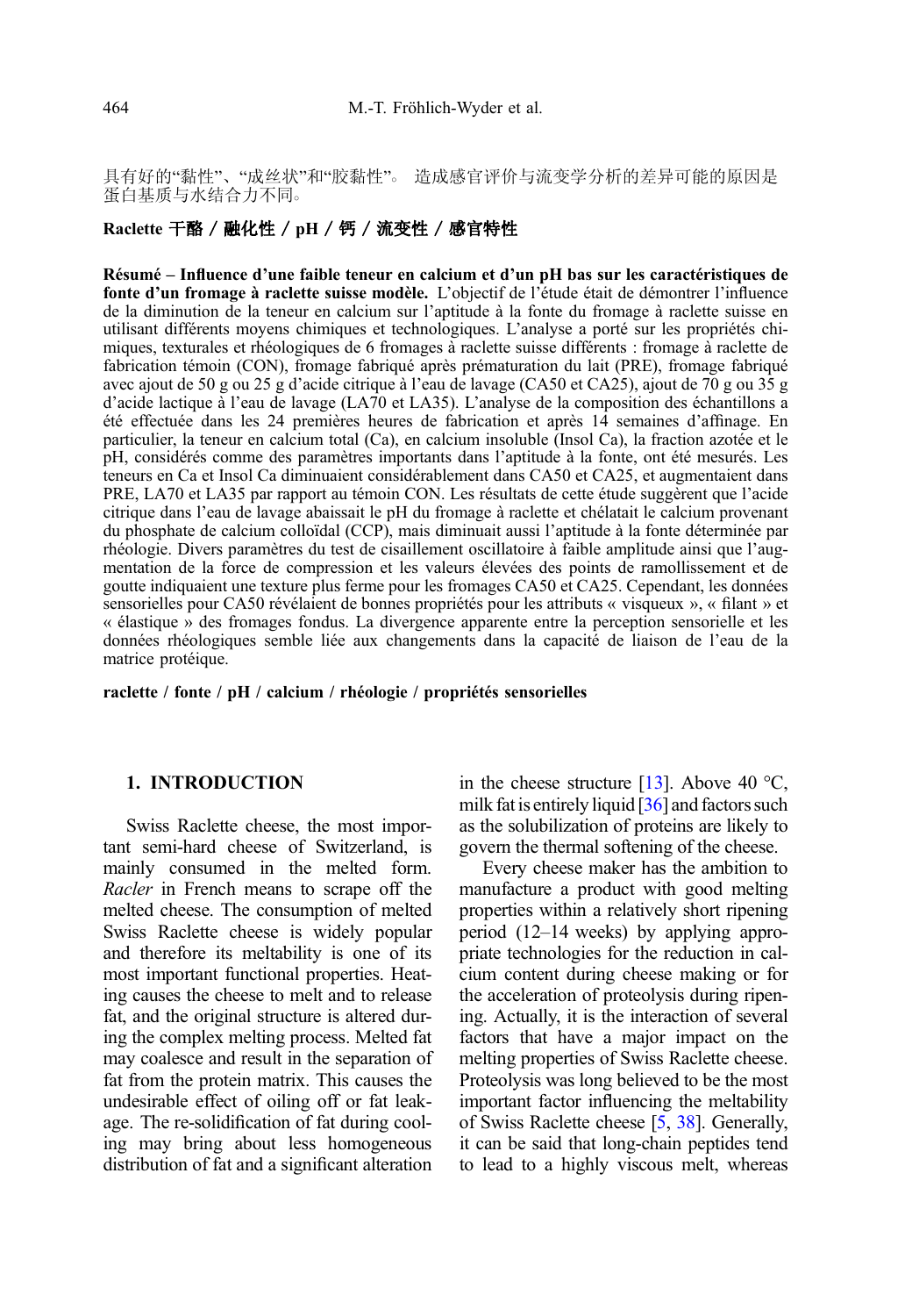具有好的“黏性”、“成丝状”和“胶黏性”。 造成感官评价与流变学分析的差异可能的原因是蛋白基质与水结合力不同。

**Raclette 干酪 / 融化性 / pH / 钙 / 流变性 / 感官特性**

**Résumé – Influence d’une faible teneur en calcium et d’un pH bas sur les caractéristiques de fonte d’un fromage à raclette suisse modèle.** L’objectif de l’étude était de démontrer l’influence de la diminution de la teneur en calcium sur l’aptitude à la fonte du fromage à raclette suisse en utilisant différents moyens chimiques et technologiques. L’analyse a porté sur les propriétés chimiques, texturales et rhéologiques de 6 fromages à raclette suisse différents : fromage à raclette de fabrication témoin (CON), fromage fabriqué après prématuration du lait (PRE), fromage fabriqué avec ajout de 50 g ou 25 g d’acide citrique à l’eau de lavage (CA50 et CA25), ajout de 70 g ou 35 g d’acide lactique à l’eau de lavage (LA70 et LA35). L’analyse de la composition des échantillons a été effectuée dans les 24 premières heures de fabrication et après 14 semaines d’affinage. En particulier, la teneur en calcium total (Ca), en calcium insoluble (Insol Ca), la fraction azotée et le pH, considérés comme des paramètres importants dans l’aptitude à la fonte, ont été mesurés. Les teneurs en Ca et Insol Ca diminuaient considérablement dans CA50 et CA25, et augmentaient dans PRE, LA70 et LA35 par rapport au témoin CON. Les résultats de cette étude suggèrent que l’acide citrique dans l’eau de lavage abaissait le pH du fromage à raclette et chélatait le calcium provenant du phosphate de calcium colloïdal (CCP), mais diminuait aussi l’aptitude à la fonte déterminée par rhéologie. Divers paramètres du test de cisaillement oscillatoire à faible amplitude ainsi que l’augmentation de la force de compression et les valeurs élevées des points de ramollissement et de goutte indiquaient une texture plus ferme pour les fromages CA50 et CA25. Cependant, les données sensorielles pour CA50 révélaient de bonnes propriétés pour les attributs « visqueux », « filant » et « élastique » des fromages fondus. La divergence apparente entre la perception sensorielle et les données rhéologiques semble liée aux changements dans la capacité de liaison de l’eau de la matrice protéique.

**raclette / fonte / pH / calcium / rhéologie / propriétés sensorielles**

## 1. INTRODUCTION

Swiss Raclette cheese, the most important semi-hard cheese of Switzerland, is mainly consumed in the melted form. *Racler* in French means to scrape off the melted cheese. The consumption of melted Swiss Raclette cheese is widely popular and therefore its meltability is one of its most important functional properties. Heating causes the cheese to melt and to release fat, and the original structure is altered during the complex melting process. Melted fat may coalesce and result in the separation of fat from the protein matrix. This causes the undesirable effect of oiling off or fat leakage. The re-solidification of fat during cooling may bring about less homogeneous distribution of fat and a significant alteration in the cheese structure [13]. Above 40 °C, milk fat is entirely liquid [36] and factors such as the solubilization of proteins are likely to govern the thermal softening of the cheese.

Every cheese maker has the ambition to manufacture a product with good melting properties within a relatively short ripening period (12–14 weeks) by applying appropriate technologies for the reduction in calcium content during cheese making or for the acceleration of proteolysis during ripening. Actually, it is the interaction of several factors that have a major impact on the melting properties of Swiss Raclette cheese. Proteolysis was long believed to be the most important factor influencing the meltability of Swiss Raclette cheese [5, 38]. Generally, it can be said that long-chain peptides tend to lead to a highly viscous melt, whereas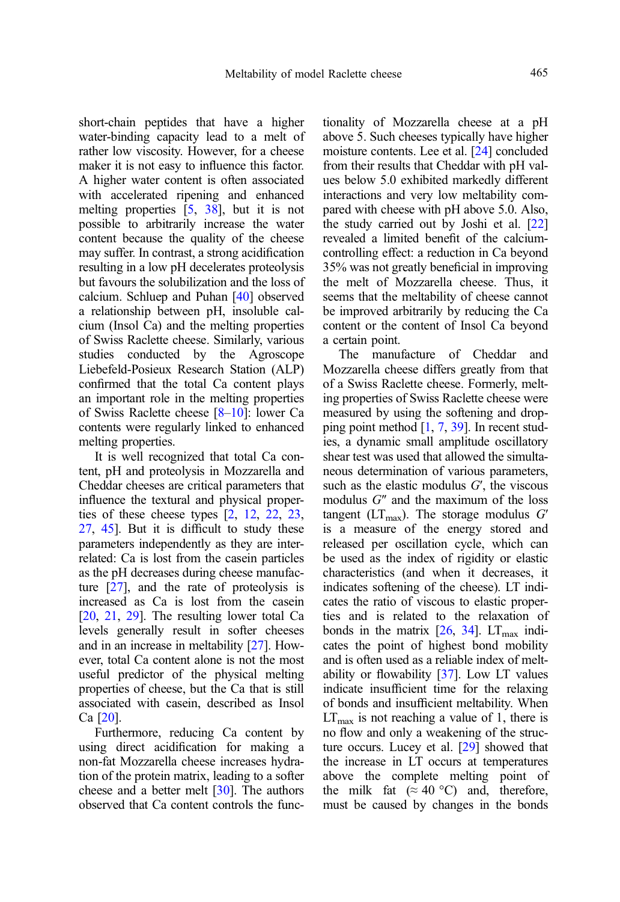short-chain peptides that have a higher water-binding capacity lead to a melt of rather low viscosity. However, for a cheese maker it is not easy to influence this factor. A higher water content is often associated with accelerated ripening and enhanced melting properties [5, 38], but it is not possible to arbitrarily increase the water content because the quality of the cheese may suffer. In contrast, a strong acidification resulting in a low pH decelerates proteolysis but favours the solubilization and the loss of calcium. Schluep and Puhan [40] observed a relationship between pH, insoluble calcium (Insol Ca) and the melting properties of Swiss Raclette cheese. Similarly, various studies conducted by the Agroscope Liebefeld-Posieux Research Station (ALP) confirmed that the total Ca content plays an important role in the melting properties of Swiss Raclette cheese [8–10]: lower Ca contents were regularly linked to enhanced melting properties.

It is well recognized that total Ca content, pH and proteolysis in Mozzarella and Cheddar cheeses are critical parameters that influence the textural and physical properties of these cheese types [2, 12, 22, 23, 27, 45]. But it is difficult to study these parameters independently as they are interrelated: Ca is lost from the casein particles as the pH decreases during cheese manufacture [27], and the rate of proteolysis is increased as Ca is lost from the casein [20, 21, 29]. The resulting lower total Ca levels generally result in softer cheeses and in an increase in meltability [27]. However, total Ca content alone is not the most useful predictor of the physical melting properties of cheese, but the Ca that is still associated with casein, described as Insol Ca [20].

Furthermore, reducing Ca content by using direct acidification for making a non-fat Mozzarella cheese increases hydration of the protein matrix, leading to a softer cheese and a better melt [30]. The authors observed that Ca content controls the functionality of Mozzarella cheese at a pH above 5. Such cheeses typically have higher moisture contents. Lee et al. [24] concluded from their results that Cheddar with pH values below 5.0 exhibited markedly different interactions and very low meltability compared with cheese with pH above 5.0. Also, the study carried out by Joshi et al. [22] revealed a limited benefit of the calcium-controlling effect: a reduction in Ca beyond 35% was not greatly beneficial in improving the melt of Mozzarella cheese. Thus, it seems that the meltability of cheese cannot be improved arbitrarily by reducing the Ca content or the content of Insol Ca beyond a certain point.

The manufacture of Cheddar and Mozzarella cheese differs greatly from that of a Swiss Raclette cheese. Formerly, melting properties of Swiss Raclette cheese were measured by using the softening and dropping point method [1, 7, 39]. In recent studies, a dynamic small amplitude oscillatory shear test was used that allowed the simultaneous determination of various parameters, such as the elastic modulus $G'$, the viscous modulus $G''$ and the maximum of the loss tangent ($LT_{max}$). The storage modulus $G'$ is a measure of the energy stored and released per oscillation cycle, which can be used as the index of rigidity or elastic characteristics (and when it decreases, it indicates softening of the cheese). LT indicates the ratio of viscous to elastic properties and is related to the relaxation of bonds in the matrix [26, 34]. $LT_{max}$ indicates the point of highest bond mobility and is often used as a reliable index of meltability or flowability [37]. Low LT values indicate insufficient time for the relaxing of bonds and insufficient meltability. When $LT_{max}$ is not reaching a value of 1, there is no flow and only a weakening of the structure occurs. Lucey et al. [29] showed that the increase in LT occurs at temperatures above the complete melting point of the milk fat (≈ 40 °C) and, therefore, must be caused by changes in the bonds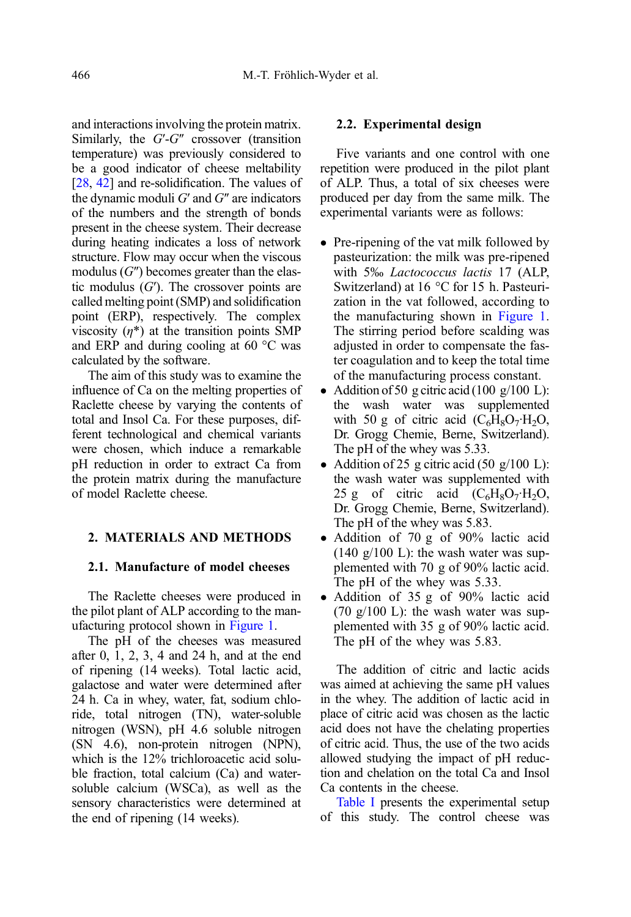and interactions involving the protein matrix. Similarly, the $G'$-$G''$ crossover (transition temperature) was previously considered to be a good indicator of cheese meltability [28, 42] and re-solidification. The values of the dynamic moduli $G'$ and $G''$ are indicators of the numbers and the strength of bonds present in the cheese system. Their decrease during heating indicates a loss of network structure. Flow may occur when the viscous modulus ($G''$) becomes greater than the elastic modulus ($G'$). The crossover points are called melting point (SMP) and solidification point (ERP), respectively. The complex viscosity ($\eta^*$) at the transition points SMP and ERP and during cooling at 60 °C was calculated by the software.

The aim of this study was to examine the influence of Ca on the melting properties of Raclette cheese by varying the contents of total and Insol Ca. For these purposes, different technological and chemical variants were chosen, which induce a remarkable pH reduction in order to extract Ca from the protein matrix during the manufacture of model Raclette cheese.

## 2. MATERIALS AND METHODS

### 2.1. Manufacture of model cheeses

The Raclette cheeses were produced in the pilot plant of ALP according to the manufacturing protocol shown in Figure 1.

The pH of the cheeses was measured after 0, 1, 2, 3, 4 and 24 h, and at the end of ripening (14 weeks). Total lactic acid, galactose and water were determined after 24 h. Ca in whey, water, fat, sodium chloride, total nitrogen (TN), water-soluble nitrogen (WSN), pH 4.6 soluble nitrogen (SN 4.6), non-protein nitrogen (NPN), which is the 12% trichloroacetic acid soluble fraction, total calcium (Ca) and water-soluble calcium (WSCa), as well as the sensory characteristics were determined at the end of ripening (14 weeks).

### 2.2. Experimental design

Five variants and one control with one repetition were produced in the pilot plant of ALP. Thus, a total of six cheeses were produced per day from the same milk. The experimental variants were as follows:

- Pre-ripening of the vat milk followed by pasteurization: the milk was pre-ripened with 5‰ *Lactococcus lactis* 17 (ALP, Switzerland) at 16 °C for 15 h. Pasteurization in the vat followed, according to the manufacturing shown in Figure 1. The stirring period before scalding was adjusted in order to compensate the faster coagulation and to keep the total time of the manufacturing process constant.
- Addition of 50 g citric acid (100 g/100 L): the wash water was supplemented with 50 g of citric acid ($C_6H_8O_7{\cdot}H_2O$, Dr. Grogg Chemie, Berne, Switzerland). The pH of the whey was 5.33.
- Addition of 25 g citric acid (50 g/100 L): the wash water was supplemented with 25 g of citric acid ($C_6H_8O_7{\cdot}H_2O$, Dr. Grogg Chemie, Berne, Switzerland). The pH of the whey was 5.83.
- Addition of 70 g of 90% lactic acid (140 g/100 L): the wash water was supplemented with 70 g of 90% lactic acid. The pH of the whey was 5.33.
- Addition of 35 g of 90% lactic acid (70 g/100 L): the wash water was supplemented with 35 g of 90% lactic acid. The pH of the whey was 5.83.

The addition of citric and lactic acids was aimed at achieving the same pH values in the whey. The addition of lactic acid in place of citric acid was chosen as the lactic acid does not have the chelating properties of citric acid. Thus, the use of the two acids allowed studying the impact of pH reduction and chelation on the total Ca and Insol Ca contents in the cheese.

Table I presents the experimental setup of this study. The control cheese was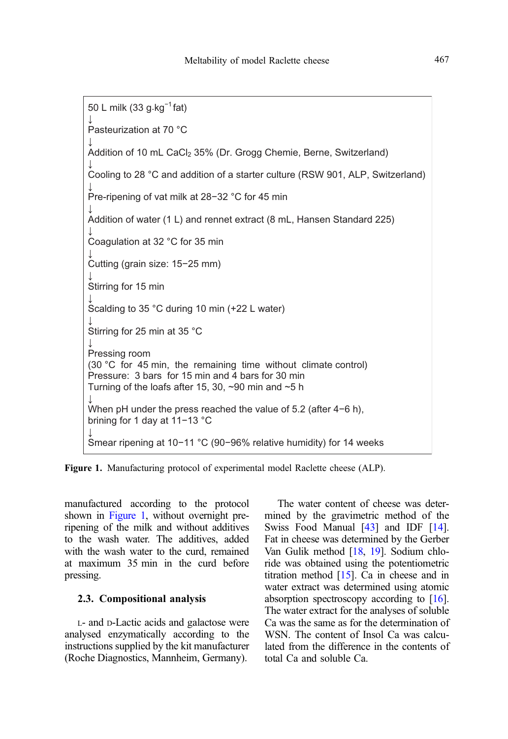50 L milk (33 $g \cdot kg^{-1}$ fat)
↓
Pasteurization at 70 °C
↓
Addition of 10 mL $CaCl_2$ 35% (Dr. Grogg Chemie, Berne, Switzerland)
↓
Cooling to 28 °C and addition of a starter culture (RSW 901, ALP, Switzerland)
↓
Pre-ripening of vat milk at 28−32 °C for 45 min
↓
Addition of water (1 L) and rennet extract (8 mL, Hansen Standard 225)
↓
Coagulation at 32 °C for 35 min
↓
Cutting (grain size: 15−25 mm)
↓
Stirring for 15 min
↓
Scalding to 35 °C during 10 min (+22 L water)
↓
Stirring for 25 min at 35 °C
↓
Pressing room
(30 °C for 45 min, the remaining time without climate control)
Pressure: 3 bars for 15 min and 4 bars for 30 min
Turning of the loafs after 15, 30, ~90 min and ~5 h
↓
When pH under the press reached the value of 5.2 (after 4−6 h), brining for 1 day at 11−13 °C
↓
Smear ripening at 10−11 °C (90−96% relative humidity) for 14 weeks

**Figure 1.** Manufacturing protocol of experimental model Raclette cheese (ALP).

manufactured according to the protocol shown in Figure 1, without overnight pre-ripening of the milk and without additives to the wash water. The additives, added with the wash water to the curd, remained at maximum 35 min in the curd before pressing.

### 2.3. Compositional analysis

L- and D-Lactic acids and galactose were analysed enzymatically according to the instructions supplied by the kit manufacturer (Roche Diagnostics, Mannheim, Germany).

The water content of cheese was determined by the gravimetric method of the Swiss Food Manual [43] and IDF [14]. Fat in cheese was determined by the Gerber Van Gulik method [18, 19]. Sodium chloride was obtained using the potentiometric titration method [15]. Ca in cheese and in water extract was determined using atomic absorption spectroscopy according to [16]. The water extract for the analyses of soluble Ca was the same as for the determination of WSN. The content of Insol Ca was calculated from the difference in the contents of total Ca and soluble Ca.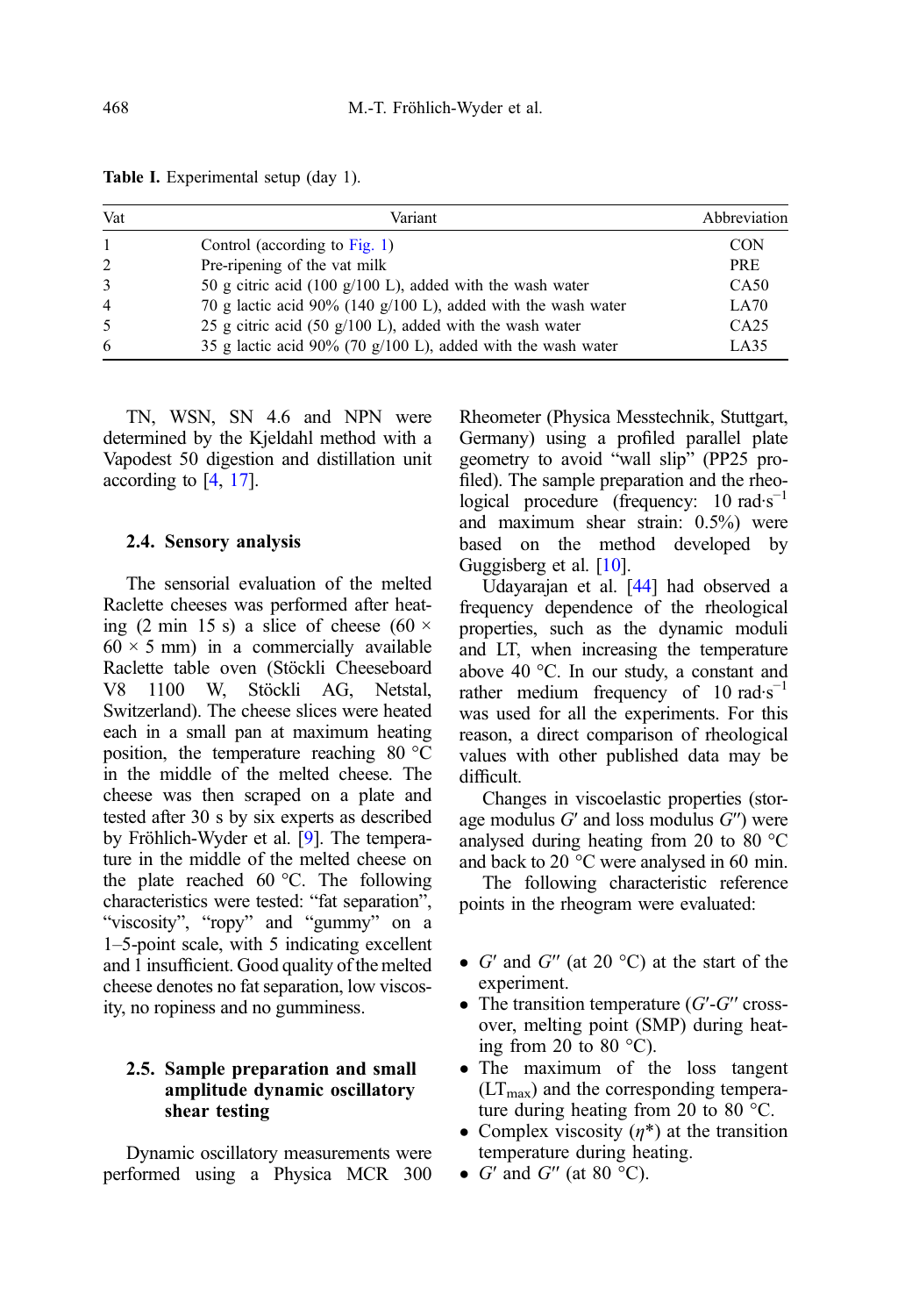**Table I.** Experimental setup (day 1).

| Vat | Variant | Abbreviation |
|---|---|---|
| 1 | Control (according to Fig. 1) | CON |
| 2 | Pre-ripening of the vat milk | PRE |
| 3 | 50 g citric acid (100 g/100 L), added with the wash water | CA50 |
| 4 | 70 g lactic acid 90% (140 g/100 L), added with the wash water | LA70 |
| 5 | 25 g citric acid (50 g/100 L), added with the wash water | CA25 |
| 6 | 35 g lactic acid 90% (70 g/100 L), added with the wash water | LA35 |

TN, WSN, SN 4.6 and NPN were determined by the Kjeldahl method with a Vapodest 50 digestion and distillation unit according to [4, 17].

### 2.4. Sensory analysis

The sensorial evaluation of the melted Raclette cheeses was performed after heating (2 min 15 s) a slice of cheese (60 × 60 × 5 mm) in a commercially available Raclette table oven (Stöckli Cheeseboard V8 1100 W, Stöckli AG, Netstal, Switzerland). The cheese slices were heated each in a small pan at maximum heating position, the temperature reaching 80 °C in the middle of the melted cheese. The cheese was then scraped on a plate and tested after 30 s by six experts as described by Fröhlich-Wyder et al. [9]. The temperature in the middle of the melted cheese on the plate reached 60 °C. The following characteristics were tested: "fat separation", "viscosity", "ropy" and "gummy" on a 1–5-point scale, with 5 indicating excellent and 1 insufficient. Good quality of the melted cheese denotes no fat separation, low viscosity, no ropiness and no gumminess.

### 2.5. Sample preparation and small amplitude dynamic oscillatory shear testing

Dynamic oscillatory measurements were performed using a Physica MCR 300 Rheometer (Physica Messtechnik, Stuttgart, Germany) using a profiled parallel plate geometry to avoid "wall slip" (PP25 profiled). The sample preparation and the rheological procedure (frequency: 10 rad·s$^{-1}$ and maximum shear strain: 0.5%) were based on the method developed by Guggisberg et al. [10].

Udayarajan et al. [44] had observed a frequency dependence of the rheological properties, such as the dynamic moduli and LT, when increasing the temperature above 40 °C. In our study, a constant and rather medium frequency of 10 rad·s$^{-1}$ was used for all the experiments. For this reason, a direct comparison of rheological values with other published data may be difficult.

Changes in viscoelastic properties (storage modulus $G'$ and loss modulus $G''$) were analysed during heating from 20 to 80 °C and back to 20 °C were analysed in 60 min.

The following characteristic reference points in the rheogram were evaluated:

- $G'$ and $G''$ (at 20 °C) at the start of the experiment.
- The transition temperature ($G'$-$G''$ cross-over, melting point (SMP) during heating from 20 to 80 °C).
- The maximum of the loss tangent ($LT_{max}$) and the corresponding temperature during heating from 20 to 80 °C.
- Complex viscosity ($\eta^*$) at the transition temperature during heating.
- $G'$ and $G''$ (at 80 °C).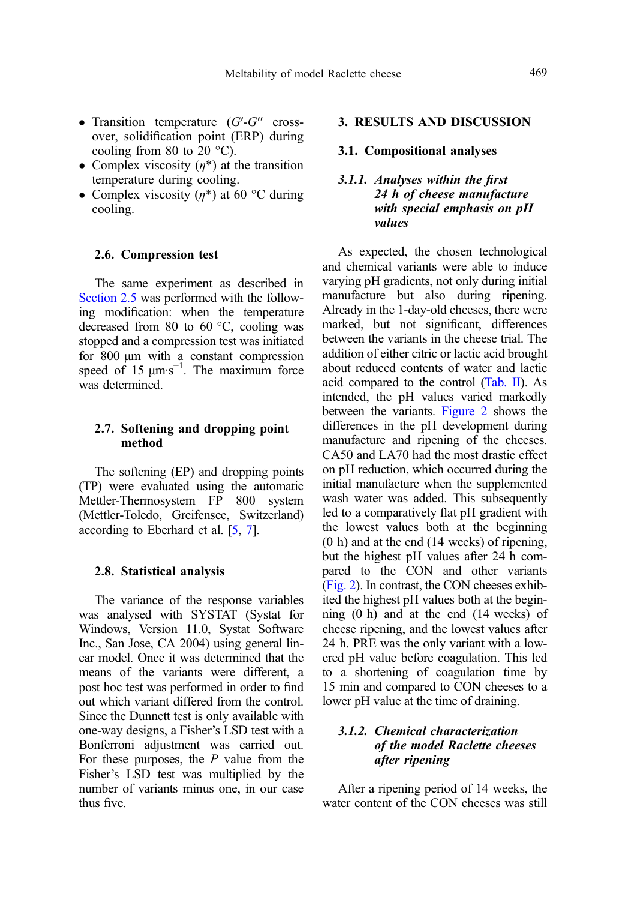- Transition temperature ($G'$-$G''$ cross-over, solidification point (ERP) during cooling from 80 to 20 °C).
- Complex viscosity ($\eta^*$) at the transition temperature during cooling.
- Complex viscosity ($\eta^*$) at 60 °C during cooling.

### 2.6. Compression test

The same experiment as described in Section 2.5 was performed with the following modification: when the temperature decreased from 80 to 60 °C, cooling was stopped and a compression test was initiated for 800 µm with a constant compression speed of 15 $\mu m \cdot s^{-1}$. The maximum force was determined.

### 2.7. Softening and dropping point method

The softening (EP) and dropping points (TP) were evaluated using the automatic Mettler-Thermosystem FP 800 system (Mettler-Toledo, Greifensee, Switzerland) according to Eberhard et al. [5, 7].

### 2.8. Statistical analysis

The variance of the response variables was analysed with SYSTAT (Systat for Windows, Version 11.0, Systat Software Inc., San Jose, CA 2004) using general linear model. Once it was determined that the means of the variants were different, a post hoc test was performed in order to find out which variant differed from the control. Since the Dunnett test is only available with one-way designs, a Fisher's LSD test with a Bonferroni adjustment was carried out. For these purposes, the $P$ value from the Fisher's LSD test was multiplied by the number of variants minus one, in our case thus five.

## 3. RESULTS AND DISCUSSION

### 3.1. Compositional analyses

#### *3.1.1. Analyses within the first 24 h of cheese manufacture with special emphasis on pH values*

As expected, the chosen technological and chemical variants were able to induce varying pH gradients, not only during initial manufacture but also during ripening. Already in the 1-day-old cheeses, there were marked, but not significant, differences between the variants in the cheese trial. The addition of either citric or lactic acid brought about reduced contents of water and lactic acid compared to the control (Tab. II). As intended, the pH values varied markedly between the variants. Figure 2 shows the differences in the pH development during manufacture and ripening of the cheeses. CA50 and LA70 had the most drastic effect on pH reduction, which occurred during the initial manufacture when the supplemented wash water was added. This subsequently led to a comparatively flat pH gradient with the lowest values both at the beginning (0 h) and at the end (14 weeks) of ripening, but the highest pH values after 24 h compared to the CON and other variants (Fig. 2). In contrast, the CON cheeses exhibited the highest pH values both at the beginning (0 h) and at the end (14 weeks) of cheese ripening, and the lowest values after 24 h. PRE was the only variant with a lowered pH value before coagulation. This led to a shortening of coagulation time by 15 min and compared to CON cheeses to a lower pH value at the time of draining.

#### *3.1.2. Chemical characterization of the model Raclette cheeses after ripening*

After a ripening period of 14 weeks, the water content of the CON cheeses was still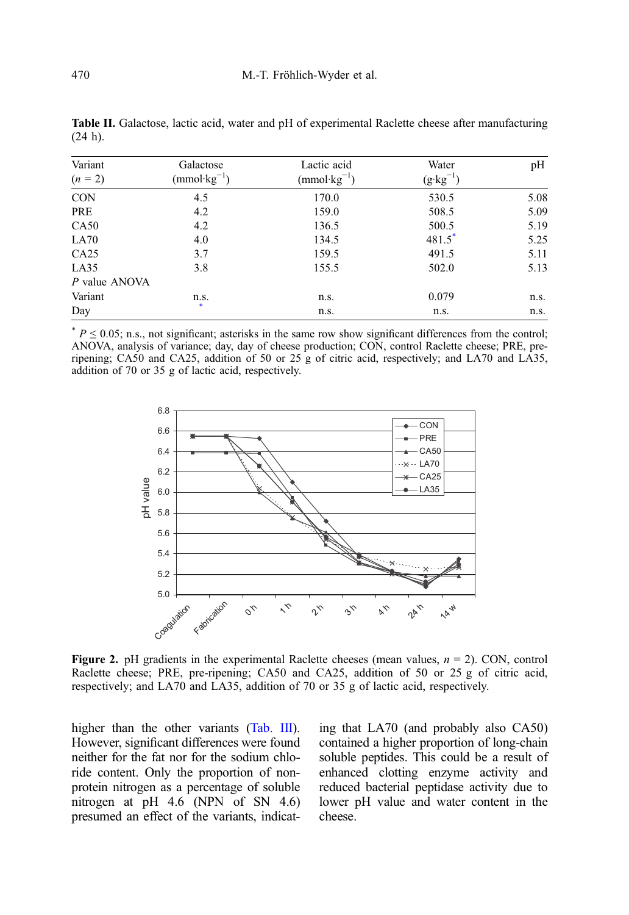**Table II.** Galactose, lactic acid, water and pH of experimental Raclette cheese after manufacturing (24 h).

| Variant ($n$ = 2) | Galactose (mmol·kg$^{-1}$) | Lactic acid (mmol·kg$^{-1}$) | Water (g·kg$^{-1}$) | pH |
|---|---|---|---|---|
| CON | 4.5 | 170.0 | 530.5 | 5.08 |
| PRE | 4.2 | 159.0 | 508.5 | 5.09 |
| CA50 | 4.2 | 136.5 | 500.5 | 5.19 |
| LA70 | 4.0 | 134.5 | 481.5* | 5.25 |
| CA25 | 3.7 | 159.5 | 491.5 | 5.11 |
| LA35 | 3.8 | 155.5 | 502.0 | 5.13 |
| *P* value ANOVA | | | | |
| Variant | n.s. | n.s. | 0.079 | n.s. |
| Day | * | n.s. | n.s. | n.s. |

* $P \leq 0.05$; n.s., not significant; asterisks in the same row show significant differences from the control; ANOVA, analysis of variance; day, day of cheese production; CON, control Raclette cheese; PRE, pre-ripening; CA50 and CA25, addition of 50 or 25 g of citric acid, respectively; and LA70 and LA35, addition of 70 or 35 g of lactic acid, respectively.

**Figure 2.** pH gradients in the experimental Raclette cheeses (mean values, $n$ = 2). CON, control Raclette cheese; PRE, pre-ripening; CA50 and CA25, addition of 50 or 25 g of citric acid, respectively; and LA70 and LA35, addition of 70 or 35 g of lactic acid, respectively.

higher than the other variants (Tab. III). However, significant differences were found neither for the fat nor for the sodium chloride content. Only the proportion of non-protein nitrogen as a percentage of soluble nitrogen at pH 4.6 (NPN of SN 4.6) presumed an effect of the variants, indicating that LA70 (and probably also CA50) contained a higher proportion of long-chain soluble peptides. This could be a result of enhanced clotting enzyme activity and reduced bacterial peptidase activity due to lower pH value and water content in the cheese.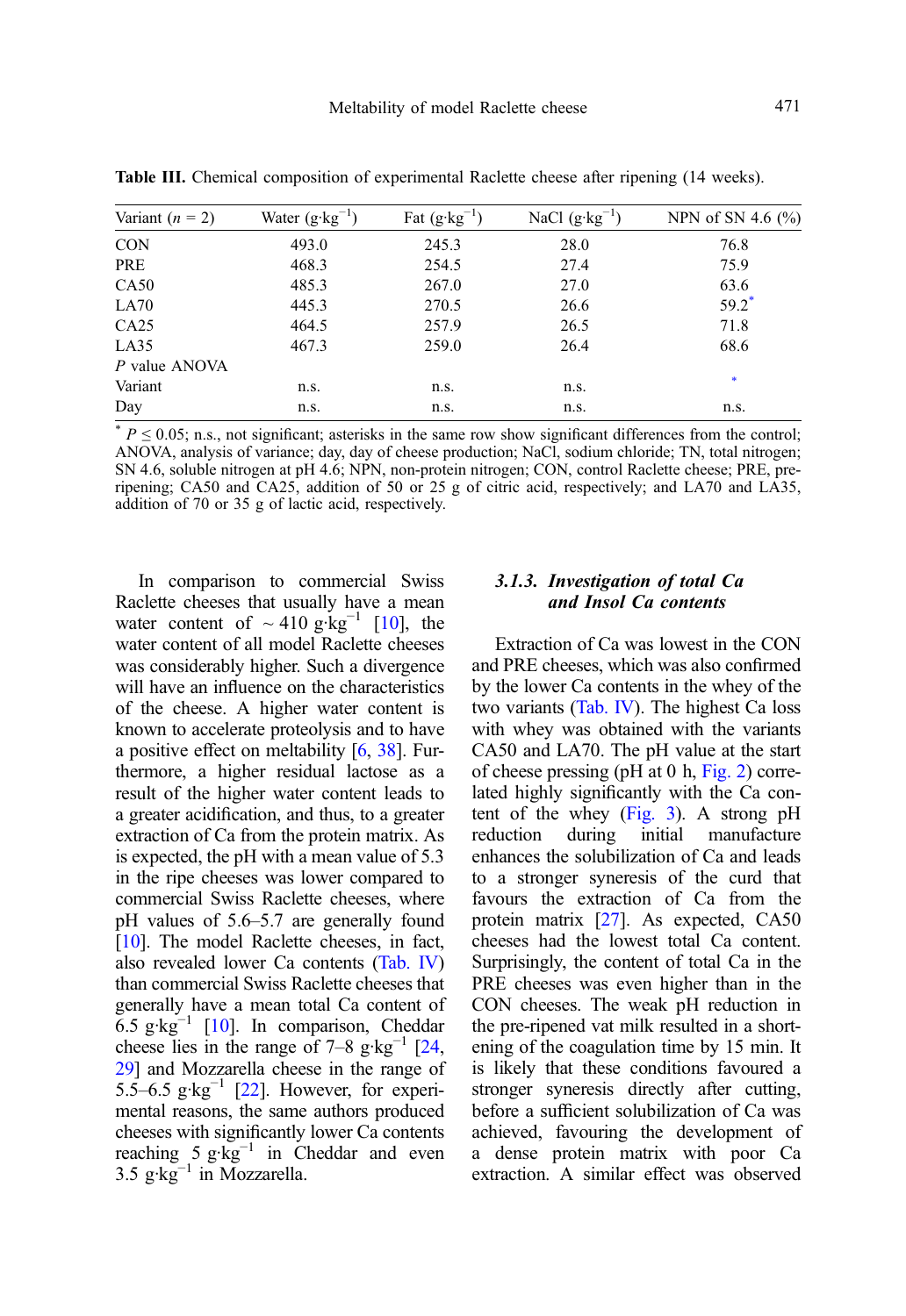**Table III.** Chemical composition of experimental Raclette cheese after ripening (14 weeks).

| Variant ($n$ = 2) | Water (g·kg$^{-1}$) | Fat (g·kg$^{-1}$) | NaCl (g·kg$^{-1}$) | NPN of SN 4.6 (%) |
|---|---|---|---|---|
| CON | 493.0 | 245.3 | 28.0 | 76.8 |
| PRE | 468.3 | 254.5 | 27.4 | 75.9 |
| CA50 | 485.3 | 267.0 | 27.0 | 63.6 |
| LA70 | 445.3 | 270.5 | 26.6 | 59.2* |
| CA25 | 464.5 | 257.9 | 26.5 | 71.8 |
| LA35 | 467.3 | 259.0 | 26.4 | 68.6 |
| *P* value ANOVA | | | | |
| Variant | n.s. | n.s. | n.s. | * |
| Day | n.s. | n.s. | n.s. | n.s. |

* $P \leq 0.05$; n.s., not significant; asterisks in the same row show significant differences from the control; ANOVA, analysis of variance; day, day of cheese production; NaCl, sodium chloride; TN, total nitrogen; SN 4.6, soluble nitrogen at pH 4.6; NPN, non-protein nitrogen; CON, control Raclette cheese; PRE, pre-ripening; CA50 and CA25, addition of 50 or 25 g of citric acid, respectively; and LA70 and LA35, addition of 70 or 35 g of lactic acid, respectively.

In comparison to commercial Swiss Raclette cheeses that usually have a mean water content of ~ 410 g·kg$^{-1}$ [10], the water content of all model Raclette cheeses was considerably higher. Such a divergence will have an influence on the characteristics of the cheese. A higher water content is known to accelerate proteolysis and to have a positive effect on meltability [6, 38]. Furthermore, a higher residual lactose as a result of the higher water content leads to a greater acidification, and thus, to a greater extraction of Ca from the protein matrix. As is expected, the pH with a mean value of 5.3 in the ripe cheeses was lower compared to commercial Swiss Raclette cheeses, where pH values of 5.6–5.7 are generally found [10]. The model Raclette cheeses, in fact, also revealed lower Ca contents (Tab. IV) than commercial Swiss Raclette cheeses that generally have a mean total Ca content of 6.5 g·kg$^{-1}$ [10]. In comparison, Cheddar cheese lies in the range of 7–8 g·kg$^{-1}$ [24, 29] and Mozzarella cheese in the range of 5.5–6.5 g·kg$^{-1}$ [22]. However, for experimental reasons, the same authors produced cheeses with significantly lower Ca contents reaching 5 g·kg$^{-1}$ in Cheddar and even 3.5 g·kg$^{-1}$ in Mozzarella.

#### *3.1.3. Investigation of total Ca and Insol Ca contents*

Extraction of Ca was lowest in the CON and PRE cheeses, which was also confirmed by the lower Ca contents in the whey of the two variants (Tab. IV). The highest Ca loss with whey was obtained with the variants CA50 and LA70. The pH value at the start of cheese pressing (pH at 0 h, Fig. 2) correlated highly significantly with the Ca content of the whey (Fig. 3). A strong pH reduction during initial manufacture enhances the solubilization of Ca and leads to a stronger synersis of the curd that favours the extraction of Ca from the protein matrix [27]. As expected, CA50 cheeses had the lowest total Ca content. Surprisingly, the content of total Ca in the PRE cheeses was even higher than in the CON cheeses. The weak pH reduction in the pre-ripened vat milk resulted in a shortening of the coagulation time by 15 min. It is likely that these conditions favoured a stronger synersis directly after cutting, before a sufficient solubilization of Ca was achieved, favouring the development of a dense protein matrix with poor Ca extraction. A similar effect was observed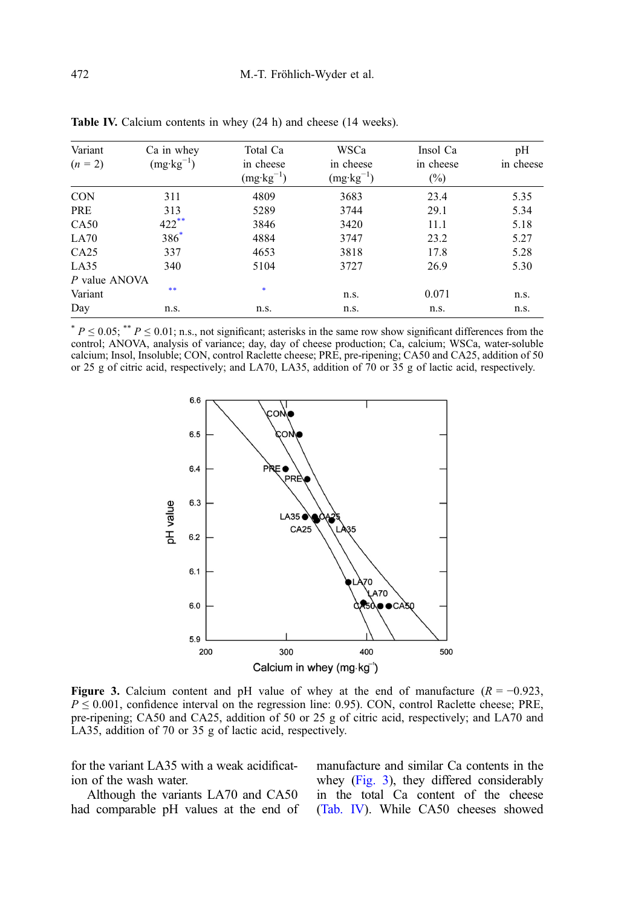**Table IV.** Calcium contents in whey (24 h) and cheese (14 weeks).

| Variant ($n$ = 2) | Ca in whey ($mg \cdot kg^{-1}$) | Total Ca in cheese ($mg \cdot kg^{-1}$) | WSCa in cheese ($mg \cdot kg^{-1}$) | Insol Ca in cheese (%) | pH in cheese |
|---|---|---|---|---|---|
| CON | 311 | 4809 | 3683 | 23.4 | 5.35 |
| PRE | 313 | 5289 | 3744 | 29.1 | 5.34 |
| CA50 | 422** | 3846 | 3420 | 11.1 | 5.18 |
| LA70 | 386* | 4884 | 3747 | 23.2 | 5.27 |
| CA25 | 337 | 4653 | 3818 | 17.8 | 5.28 |
| LA35 | 340 | 5104 | 3727 | 26.9 | 5.30 |
| *P* value ANOVA | | | | | |
| Variant | ** | * | n.s. | 0.071 | n.s. |
| Day | n.s. | n.s. | n.s. | n.s. | n.s. |

\* $P \leq 0.05$; \*\* $P \leq 0.01$; n.s., not significant; asterisks in the same row show significant differences from the control; ANOVA, analysis of variance; day, day of cheese production; Ca, calcium; WSCa, water-soluble calcium; Insol, Insoluble; CON, control Raclette cheese; PRE, pre-ripening; CA50 and CA25, addition of 50 or 25 g of citric acid, respectively; and LA70, LA35, addition of 70 or 35 g of lactic acid, respectively.

**Figure 3.** Calcium content and pH value of whey at the end of manufacture ($R = -0.923$, $P \leq 0.001$, confidence interval on the regression line: 0.95). CON, control Raclette cheese; PRE, pre-ripening; CA50 and CA25, addition of 50 or 25 g of citric acid, respectively; and LA70 and LA35, addition of 70 or 35 g of lactic acid, respectively.

for the variant LA35 with a weak acidification of the wash water.

Although the variants LA70 and CA50 had comparable pH values at the end of manufacture and similar Ca contents in the whey (Fig. 3), they differed considerably in the total Ca content of the cheese (Tab. IV). While CA50 cheeses showed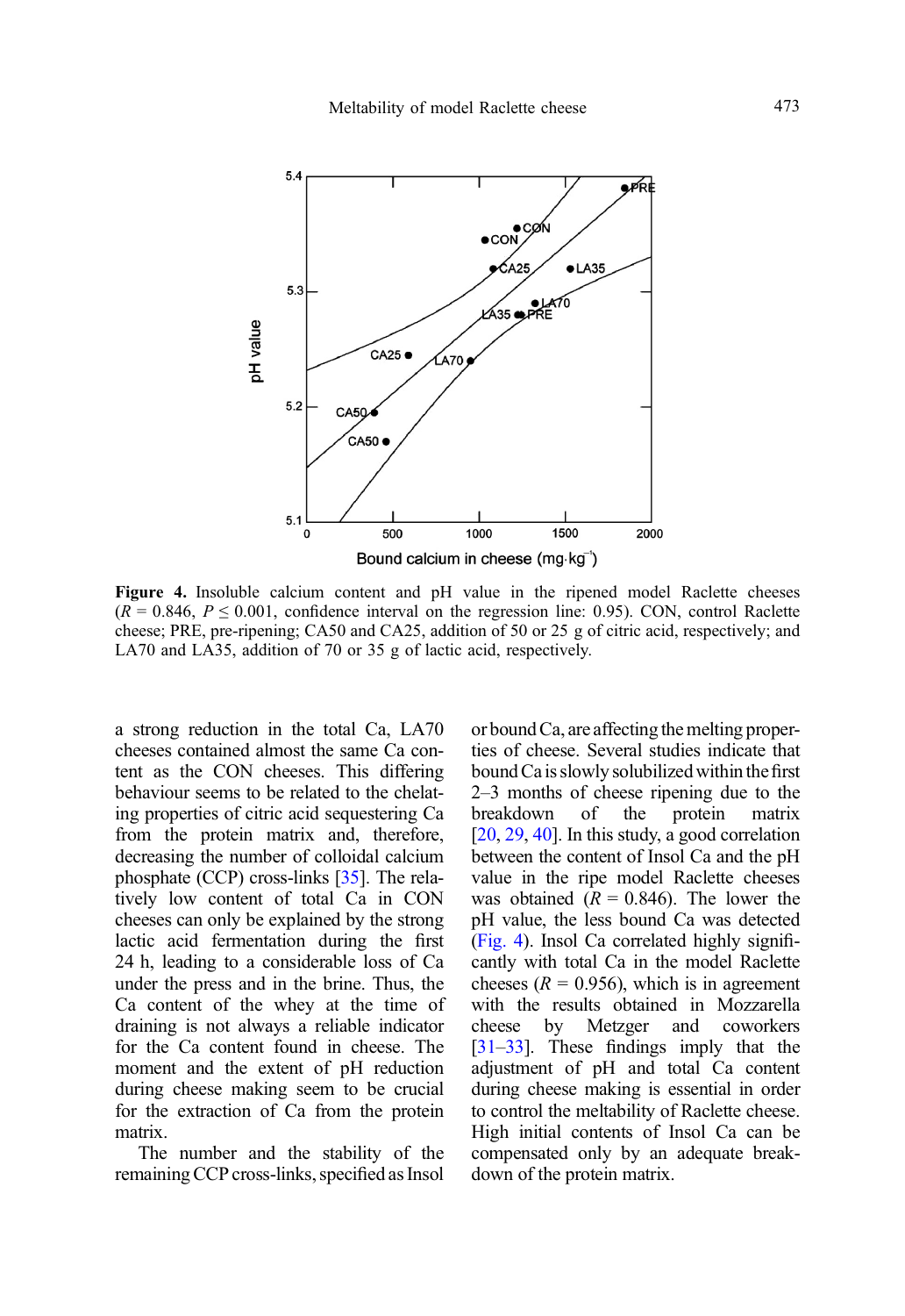Figure 4. Insoluble calcium content and pH value in the ripened model Raclette cheeses ($R$ = 0.846, $P \leq 0.001$, confidence interval on the regression line: 0.95). CON, control Raclette cheese; PRE, pre-ripening; CA50 and CA25, addition of 50 or 25 g of citric acid, respectively; and LA70 and LA35, addition of 70 or 35 g of lactic acid, respectively.

a strong reduction in the total Ca, LA70 cheeses contained almost the same Ca content as the CON cheeses. This differing behaviour seems to be related to the chelating properties of citric acid sequestering Ca from the protein matrix and, therefore, decreasing the number of colloidal calcium phosphate (CCP) cross-links [35]. The relatively low content of total Ca in CON cheeses can only be explained by the strong lactic acid fermentation during the first 24 h, leading to a considerable loss of Ca under the press and in the brine. Thus, the Ca content of the whey at the time of draining is not always a reliable indicator for the Ca content found in cheese. The moment and the extent of pH reduction during cheese making seem to be crucial for the extraction of Ca from the protein matrix.

The number and the stability of the remaining CCP cross-links, specified as Insol or bound Ca, are affecting the melting properties of cheese. Several studies indicate that bound Ca is slowly solubilized within the first 2–3 months of cheese ripening due to the breakdown of the protein matrix [20, 29, 40]. In this study, a good correlation between the content of Insol Ca and the pH value in the ripe model Raclette cheeses was obtained ($R$ = 0.846). The lower the pH value, the less bound Ca was detected (Fig. 4). Insol Ca correlated highly significantly with total Ca in the model Raclette cheeses ($R$ = 0.956), which is in agreement with the results obtained in Mozzarella cheese by Metzger and coworkers [31–33]. These findings imply that the adjustment of pH and total Ca content during cheese making is essential in order to control the meltability of Raclette cheese. High initial contents of Insol Ca can be compensated only by an adequate breakdown of the protein matrix.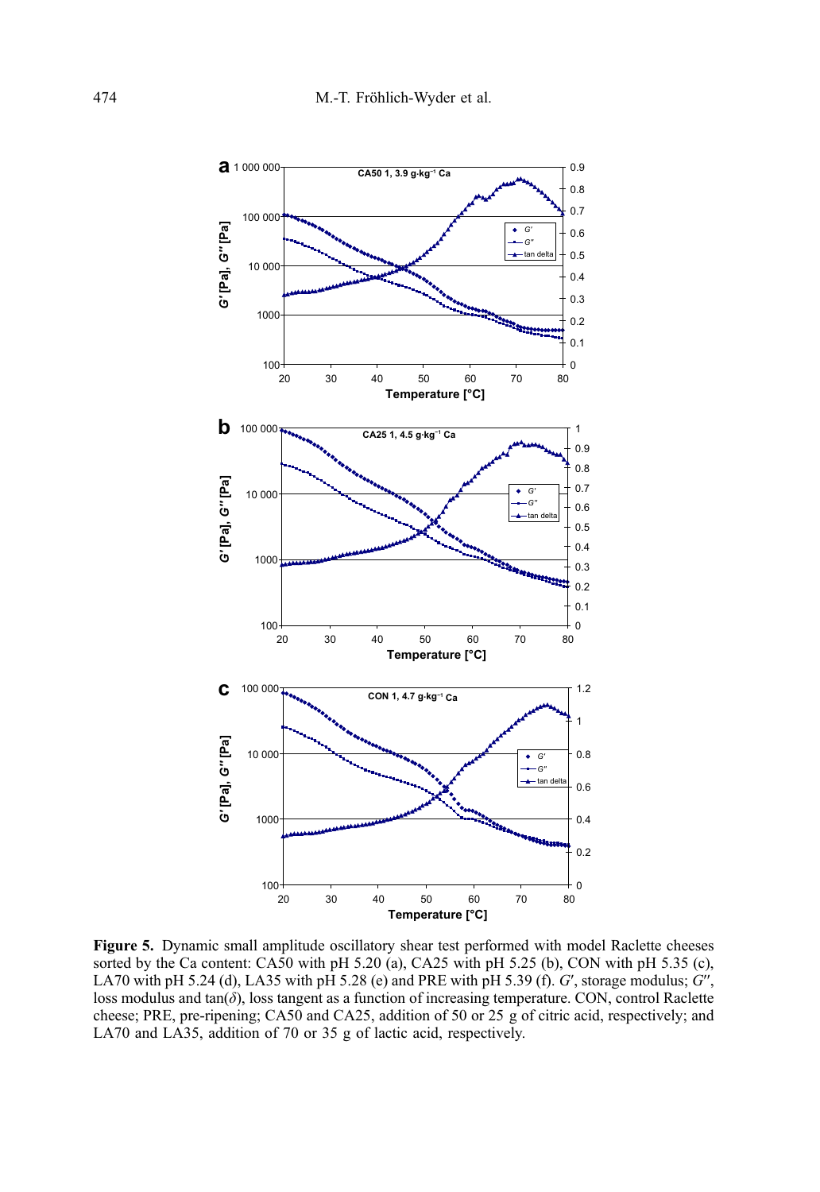**Figure 5.** Dynamic small amplitude oscillatory shear test performed with model Raclette cheeses sorted by the Ca content: CA50 with pH 5.20 (a), CA25 with pH 5.25 (b), CON with pH 5.35 (c), LA70 with pH 5.24 (d), LA35 with pH 5.28 (e) and PRE with pH 5.39 (f). $G'$, storage modulus; $G''$, loss modulus and $\tan(\delta)$, loss tangent as a function of increasing temperature. CON, control Raclette cheese; PRE, pre-ripening; CA50 and CA25, addition of 50 or 25 g of citric acid, respectively; and LA70 and LA35, addition of 70 or 35 g of lactic acid, respectively.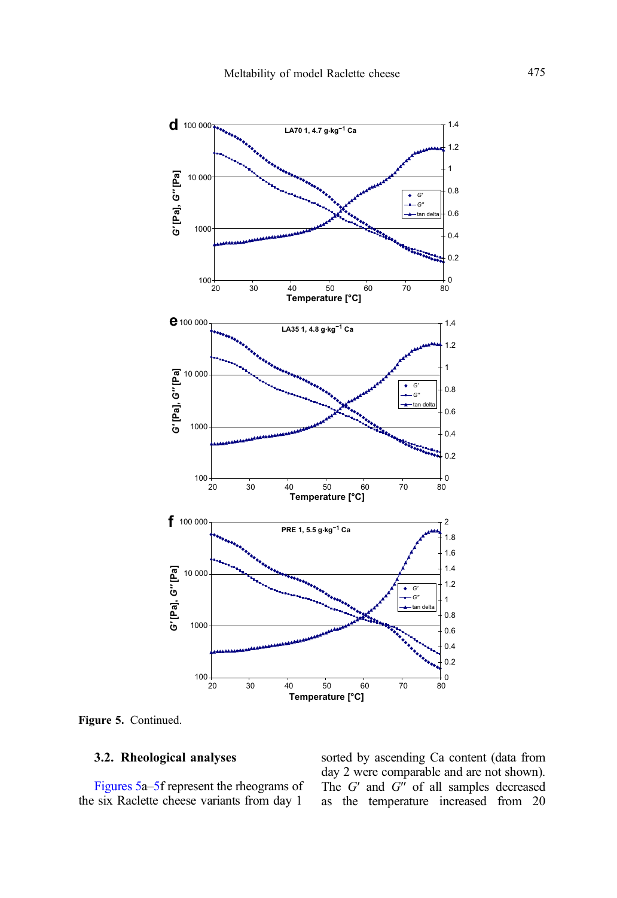Figure 5. Continued.

### 3.2. Rheological analyses

Figures 5a–5f represent the rheograms of the six Raclette cheese variants from day 1 sorted by ascending Ca content (data from day 2 were comparable and are not shown). The $G'$ and $G''$ of all samples decreased as the temperature increased from 20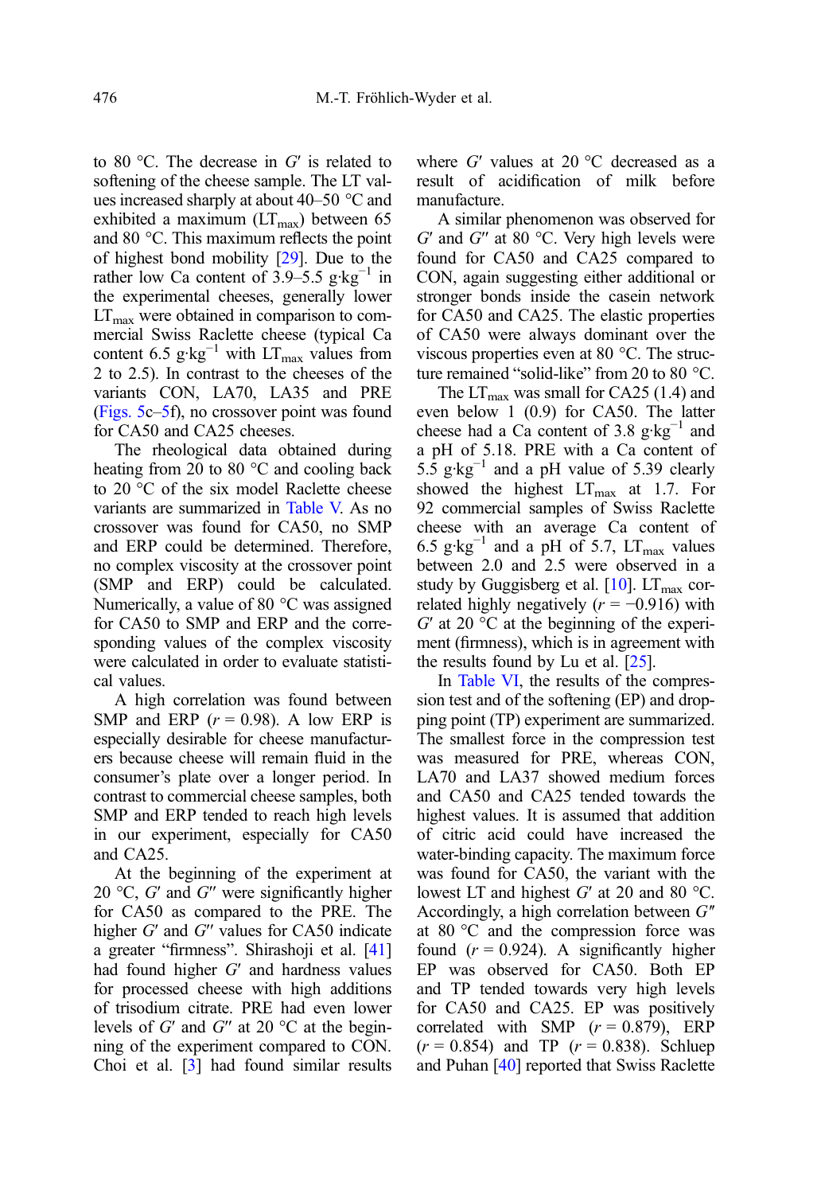to 80 °C. The decrease in $G'$ is related to softening of the cheese sample. The LT values increased sharply at about 40–50 °C and exhibited a maximum ($LT_{max}$) between 65 and 80 °C. This maximum reflects the point of highest bond mobility [29]. Due to the rather low Ca content of 3.9–5.5 $g \cdot kg^{-1}$ in the experimental cheeses, generally lower $LT_{max}$ were obtained in comparison to commercial Swiss Raclette cheese (typical Ca content 6.5 $g \cdot kg^{-1}$ with $LT_{max}$ values from 2 to 2.5). In contrast to the cheeses of the variants CON, LA70, LA35 and PRE (Figs. 5c–5f), no crossover point was found for CA50 and CA25 cheeses.

The rheological data obtained during heating from 20 to 80 °C and cooling back to 20 °C of the six model Raclette cheese variants are summarized in Table V. As no crossover was found for CA50, no SMP and ERP could be determined. Therefore, no complex viscosity at the crossover point (SMP and ERP) could be calculated. Numerically, a value of 80 °C was assigned for CA50 to SMP and ERP and the corresponding values of the complex viscosity were calculated in order to evaluate statistical values.

A high correlation was found between SMP and ERP ($r = 0.98$). A low ERP is especially desirable for cheese manufacturers because cheese will remain fluid in the consumer's plate over a longer period. In contrast to commercial cheese samples, both SMP and ERP tended to reach high levels in our experiment, especially for CA50 and CA25.

At the beginning of the experiment at 20 °C, $G'$ and $G''$ were significantly higher for CA50 as compared to the PRE. The higher $G'$ and $G''$ values for CA50 indicate a greater "firmness". Shirashoji et al. [41] had found higher $G'$ and hardness values for processed cheese with high additions of trisodium citrate. PRE had even lower levels of $G'$ and $G''$ at 20 °C at the beginning of the experiment compared to CON. Choi et al. [3] had found similar results where $G'$ values at 20 °C decreased as a result of acidification of milk before manufacture.

A similar phenomenon was observed for $G'$ and $G''$ at 80 °C. Very high levels were found for CA50 and CA25 compared to CON, again suggesting either additional or stronger bonds inside the casein network for CA50 and CA25. The elastic properties of CA50 were always dominant over the viscous properties even at 80 °C. The structure remained "solid-like" from 20 to 80 °C.

The $LT_{max}$ was small for CA25 (1.4) and even below 1 (0.9) for CA50. The latter cheese had a Ca content of 3.8 $g \cdot kg^{-1}$ and a pH of 5.18. PRE with a Ca content of 5.5 $g \cdot kg^{-1}$ and a pH value of 5.39 clearly showed the highest $LT_{max}$ at 1.7. For 92 commercial samples of Swiss Raclette cheese with an average Ca content of 6.5 $g \cdot kg^{-1}$ and a pH of 5.7, $LT_{max}$ values between 2.0 and 2.5 were observed in a study by Guggisberg et al. [10]. $LT_{max}$ correlated highly negatively ($r = -0.916$) with $G'$ at 20 °C at the beginning of the experiment (firmness), which is in agreement with the results found by Lu et al. [25].

In Table VI, the results of the compression test and of the softening (EP) and dropping point (TP) experiment are summarized. The smallest force in the compression test was measured for PRE, whereas CON, LA70 and LA37 showed medium forces and CA50 and CA25 tended towards the highest values. It is assumed that addition of citric acid could have increased the water-binding capacity. The maximum force was found for CA50, the variant with the lowest LT and highest $G'$ at 20 and 80 °C. Accordingly, a high correlation between $G''$ at 80 °C and the compression force was found ($r = 0.924$). A significantly higher EP was observed for CA50. Both EP and TP tended towards very high levels for CA50 and CA25. EP was positively correlated with SMP ($r = 0.879$), ERP ($r = 0.854$) and TP ($r = 0.838$). Schluep and Puhan [40] reported that Swiss Raclette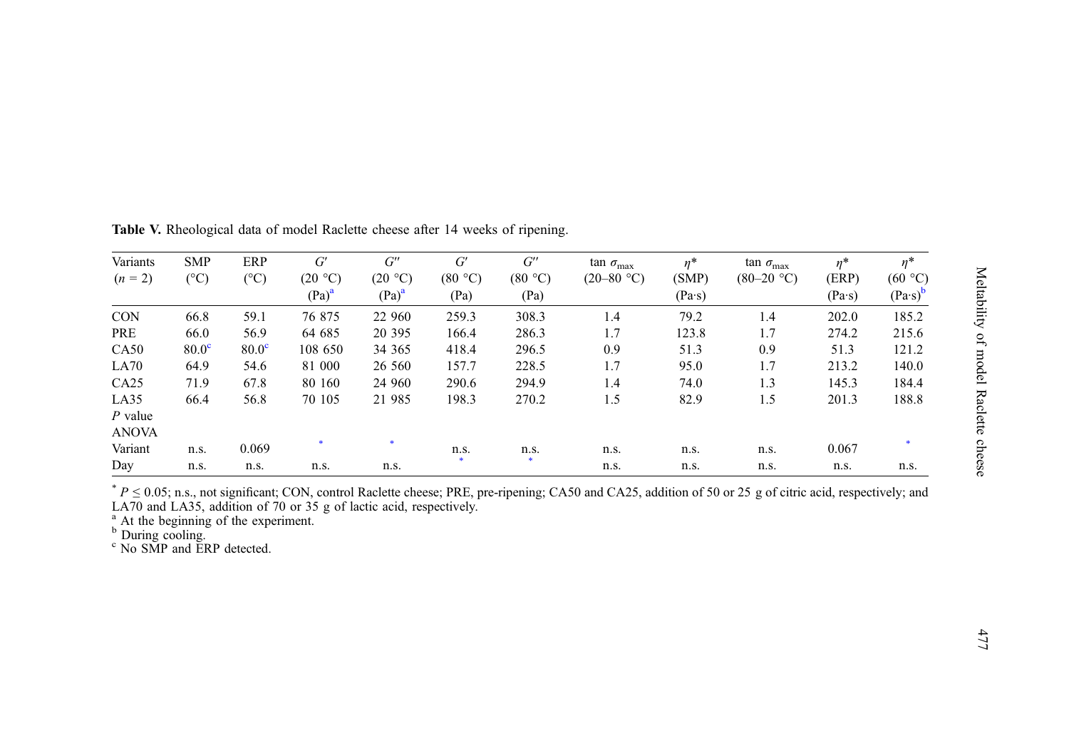**Table V.** Rheological data of model Raclette cheese after 14 weeks of ripening.

| Variants ($n$ = 2) | SMP (°C) | ERP (°C) | $G'$ (20 °C) (Pa)[a] | $G''$ (20 °C) (Pa)[a] | $G'$ (80 °C) (Pa) | $G''$ (80 °C) (Pa) | tan $\sigma_{max}$ (20–80 °C) | $\eta^*$ (SMP) (Pa·s) | tan $\sigma_{max}$ (80–20 °C) | $\eta^*$ (ERP) (Pa·s) | $\eta^*$ (60 °C) (Pa·s)[b] |
|---|---|---|---|---|---|---|---|---|---|---|---|
| CON | 66.8 | 59.1 | 76 875 | 22 960 | 259.3 | 308.3 | 1.4 | 79.2 | 1.4 | 202.0 | 185.2 |
| PRE | 66.0 | 56.9 | 64 685 | 20 395 | 166.4 | 286.3 | 1.7 | 123.8 | 1.7 | 274.2 | 215.6 |
| CA50 | 80.0[c] | 80.0[c] | 108 650 | 34 365 | 418.4 | 296.5 | 0.9 | 51.3 | 0.9 | 51.3 | 121.2 |
| LA70 | 64.9 | 54.6 | 81 000 | 26 560 | 157.7 | 228.5 | 1.7 | 95.0 | 1.7 | 213.2 | 140.0 |
| CA25 | 71.9 | 67.8 | 80 160 | 24 960 | 290.6 | 294.9 | 1.4 | 74.0 | 1.3 | 145.3 | 184.4 |
| LA35 | 66.4 | 56.8 | 70 105 | 21 985 | 198.3 | 270.2 | 1.5 | 82.9 | 1.5 | 201.3 | 188.8 |
| $P$ value | | | | | | | | | | | |
| ANOVA | | | | | | | | | | | |
| Variant | n.s. | 0.069 | * | * | n.s. | n.s. | n.s. | n.s. | n.s. | 0.067 | * |
| Day | n.s. | n.s. | n.s. | n.s. | * | * | n.s. | n.s. | n.s. | n.s. | n.s. |

* $P \leq 0.05$; n.s., not significant; CON, control Raclette cheese; PRE, pre-ripening; CA50 and CA25, addition of 50 or 25 g of citric acid, respectively; and LA70 and LA35, addition of 70 or 35 g of lactic acid, respectively.

[a] At the beginning of the experiment.

[b] During cooling.

[c] No SMP and ERP detected.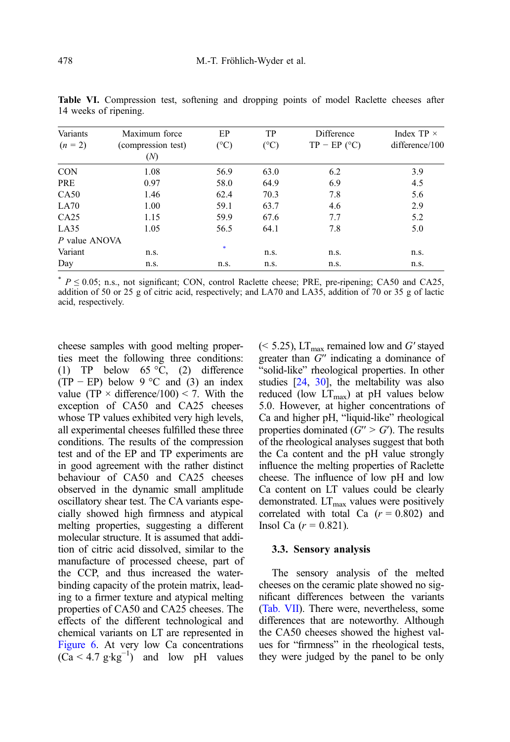**Table VI.** Compression test, softening and dropping points of model Raclette cheeses after 14 weeks of ripening.

| Variants ($n$ = 2) | Maximum force (compression test) ($N$) | EP (°C) | TP (°C) | Difference TP − EP (°C) | Index TP × difference/100 |
|---|---|---|---|---|---|
| CON | 1.08 | 56.9 | 63.0 | 6.2 | 3.9 |
| PRE | 0.97 | 58.0 | 64.9 | 6.9 | 4.5 |
| CA50 | 1.46 | 62.4 | 70.3 | 7.8 | 5.6 |
| LA70 | 1.00 | 59.1 | 63.7 | 4.6 | 2.9 |
| CA25 | 1.15 | 59.9 | 67.6 | 7.7 | 5.2 |
| LA35 | 1.05 | 56.5 | 64.1 | 7.8 | 5.0 |
| *P* value ANOVA | | | | | |
| Variant | n.s. | * | n.s. | n.s. | n.s. |
| Day | n.s. | n.s. | n.s. | n.s. | n.s. |

* $P \leq 0.05$; n.s., not significant; CON, control Raclette cheese; PRE, pre-ripening; CA50 and CA25, addition of 50 or 25 g of citric acid, respectively; and LA70 and LA35, addition of 70 or 35 g of lactic acid, respectively.

cheese samples with good melting properties meet the following three conditions: (1) TP below 65 °C, (2) difference (TP − EP) below 9 °C and (3) an index value (TP × difference/100) < 7. With the exception of CA50 and CA25 cheeses whose TP values exhibited very high levels, all experimental cheeses fulfilled these three conditions. The results of the compression test and of the EP and TP experiments are in good agreement with the rather distinct behaviour of CA50 and CA25 cheeses observed in the dynamic small amplitude oscillatory shear test. The CA variants especially showed high firmness and atypical melting properties, suggesting a different molecular structure. It is assumed that addition of citric acid dissolved, similar to the manufacture of processed cheese, part of the CCP, and thus increased the water-binding capacity of the protein matrix, leading to a firmer texture and atypical melting properties of CA50 and CA25 cheeses. The effects of the different technological and chemical variants on LT are represented in Figure 6. At very low Ca concentrations (Ca < 4.7 $g \cdot kg^{-1}$) and low pH values (< 5.25), $LT_{max}$ remained low and $G'$ stayed greater than $G''$ indicating a dominance of "solid-like" rheological properties. In other studies [24, 30], the meltability was also reduced (low $LT_{max}$) at pH values below 5.0. However, at higher concentrations of Ca and higher pH, "liquid-like" rheological properties dominated ($G'' > G'$). The results of the rheological analyses suggest that both the Ca content and the pH value strongly influence the melting properties of Raclette cheese. The influence of low pH and low Ca content on LT values could be clearly demonstrated. $LT_{max}$ values were positively correlated with total Ca ($r$ = 0.802) and Insol Ca ($r$ = 0.821).

### 3.3. Sensory analysis

The sensory analysis of the melted cheeses on the ceramic plate showed no significant differences between the variants (Tab. VII). There were, nevertheless, some differences that are noteworthy. Although the CA50 cheeses showed the highest values for "firmness" in the rheological tests, they were judged by the panel to be only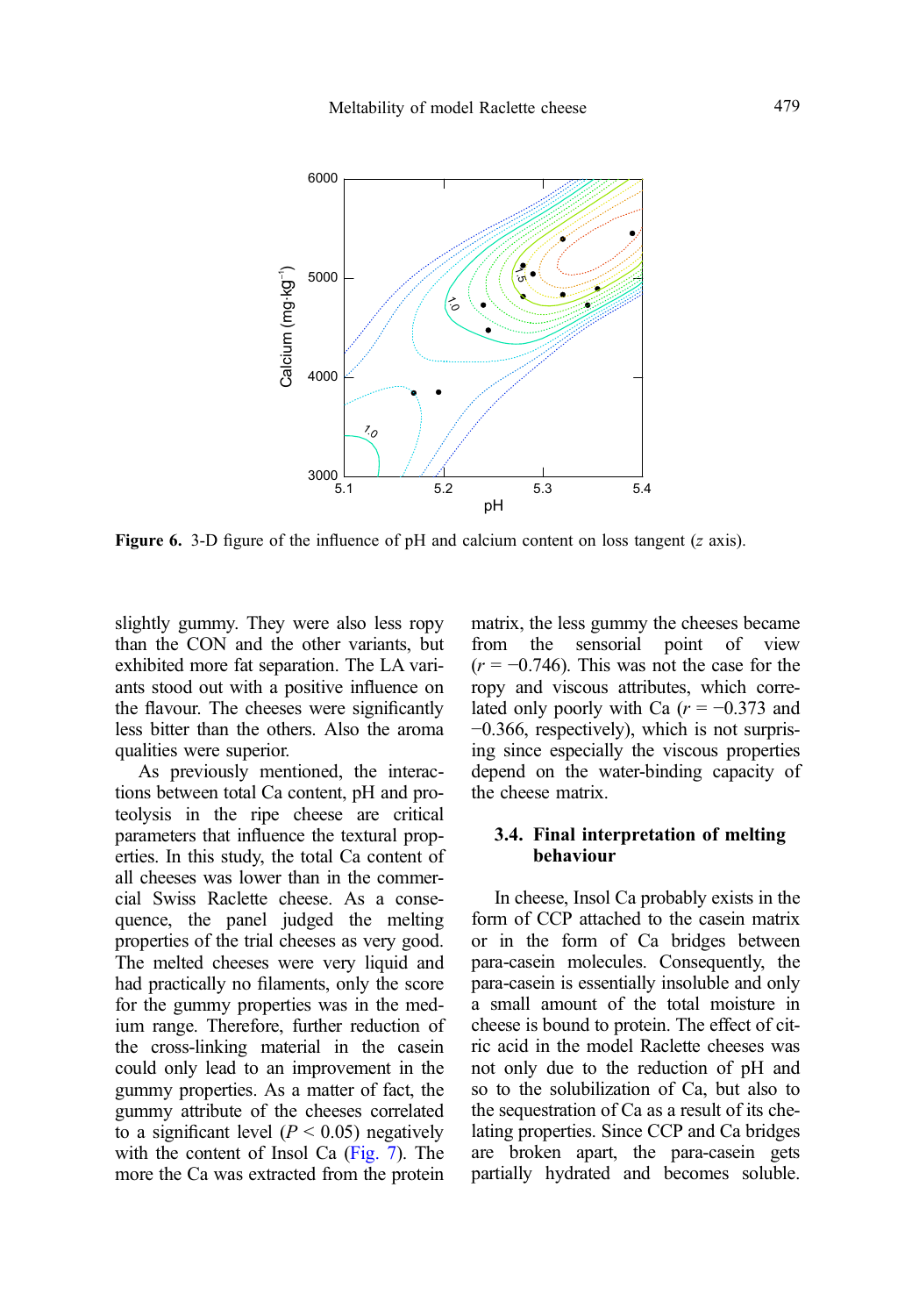**Figure 6.** 3-D figure of the influence of pH and calcium content on loss tangent ($z$ axis).

slightly gummy. They were also less ropy than the CON and the other variants, but exhibited more fat separation. The LA variants stood out with a positive influence on the flavour. The cheeses were significantly less bitter than the others. Also the aroma qualities were superior.

As previously mentioned, the interactions between total Ca content, pH and proteolysis in the ripe cheese are critical parameters that influence the textural properties. In this study, the total Ca content of all cheeses was lower than in the commercial Swiss Raclette cheese. As a consequence, the panel judged the melting properties of the trial cheeses as very good. The melted cheeses were very liquid and had practically no filaments, only the score for the gummy properties was in the medium range. Therefore, further reduction of the cross-linking material in the casein could only lead to an improvement in the gummy properties. As a matter of fact, the gummy attribute of the cheeses correlated to a significant level ($P < 0.05$) negatively with the content of Insol Ca (Fig. 7). The more the Ca was extracted from the protein matrix, the less gummy the cheeses became from the sensorial point of view ($r = -0.746$). This was not the case for the ropy and viscous attributes, which correlated only poorly with Ca ($r = -0.373$ and $-0.366$, respectively), which is not surprising since especially the viscous properties depend on the water-binding capacity of the cheese matrix.

## 3.4. Final interpretation of melting behaviour

In cheese, Insol Ca probably exists in the form of CCP attached to the casein matrix or in the form of Ca bridges between para-casein molecules. Consequently, the para-casein is essentially insoluble and only a small amount of the total moisture in cheese is bound to protein. The effect of citric acid in the model Raclette cheeses was not only due to the reduction of pH and so to the solubilization of Ca, but also to the sequestration of Ca as a result of its chelating properties. Since CCP and Ca bridges are broken apart, the para-casein gets partially hydrated and becomes soluble.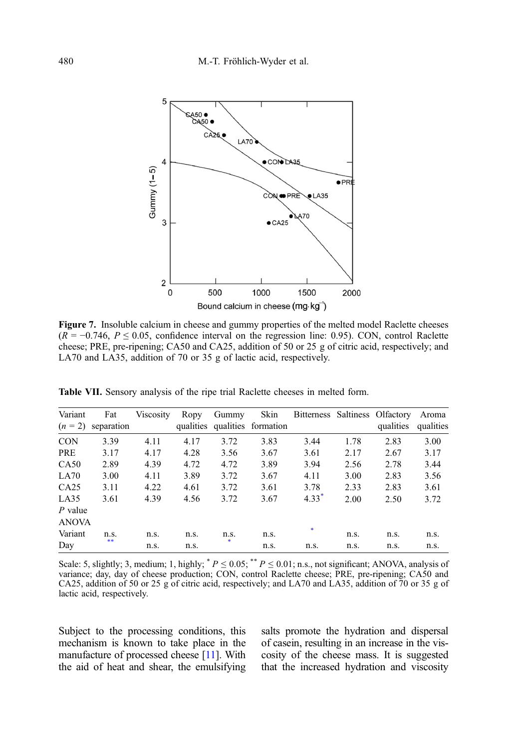**Figure 7.** Insoluble calcium in cheese and gummy properties of the melted model Raclette cheeses ($R = -0.746$, $P \leq 0.05$, confidence interval on the regression line: 0.95). CON, control Raclette cheese; PRE, pre-ripening; CA50 and CA25, addition of 50 or 25 g of citric acid, respectively; and LA70 and LA35, addition of 70 or 35 g of lactic acid, respectively.

**Table VII.** Sensory analysis of the ripe trial Raclette cheeses in melted form.

| Variant ($n = 2$) | Fat separation | Viscosity | Ropy qualities | Gummy qualities | Skin formation | Bitterness | Saltiness | Olfactory qualities | Aroma qualities |
|---|---|---|---|---|---|---|---|---|---|
| CON | 3.39 | 4.11 | 4.17 | 3.72 | 3.83 | 3.44 | 1.78 | 2.83 | 3.00 |
| PRE | 3.17 | 4.17 | 4.28 | 3.56 | 3.67 | 3.61 | 2.17 | 2.67 | 3.17 |
| CA50 | 2.89 | 4.39 | 4.72 | 4.72 | 3.89 | 3.94 | 2.56 | 2.78 | 3.44 |
| LA70 | 3.00 | 4.11 | 3.89 | 3.72 | 3.67 | 4.11 | 3.00 | 2.83 | 3.56 |
| CA25 | 3.11 | 4.22 | 4.61 | 3.72 | 3.61 | 3.78 | 2.33 | 2.83 | 3.61 |
| LA35 | 3.61 | 4.39 | 4.56 | 3.72 | 3.67 | 4.33* | 2.00 | 2.50 | 3.72 |
| *P* value | | | | | | | | | |
| ANOVA | | | | | | | | | |
| Variant | n.s. | n.s. | n.s. | n.s. | n.s. | * | n.s. | n.s. | n.s. |
| Day | ** | n.s. | n.s. | * | n.s. | n.s. | n.s. | n.s. | n.s. |

Scale: 5, slightly; 3, medium; 1, highly; * $P \leq 0.05$; ** $P \leq 0.01$; n.s., not significant; ANOVA, analysis of variance; day, day of cheese production; CON, control Raclette cheese; PRE, pre-ripening; CA50 and CA25, addition of 50 or 25 g of citric acid, respectively; and LA70 and LA35, addition of 70 or 35 g of lactic acid, respectively.

Subject to the processing conditions, this mechanism is known to take place in the manufacture of processed cheese [11]. With the aid of heat and shear, the emulsifying salts promote the hydration and dispersal of casein, resulting in an increase in the viscosity of the cheese mass. It is suggested that the increased hydration and viscosity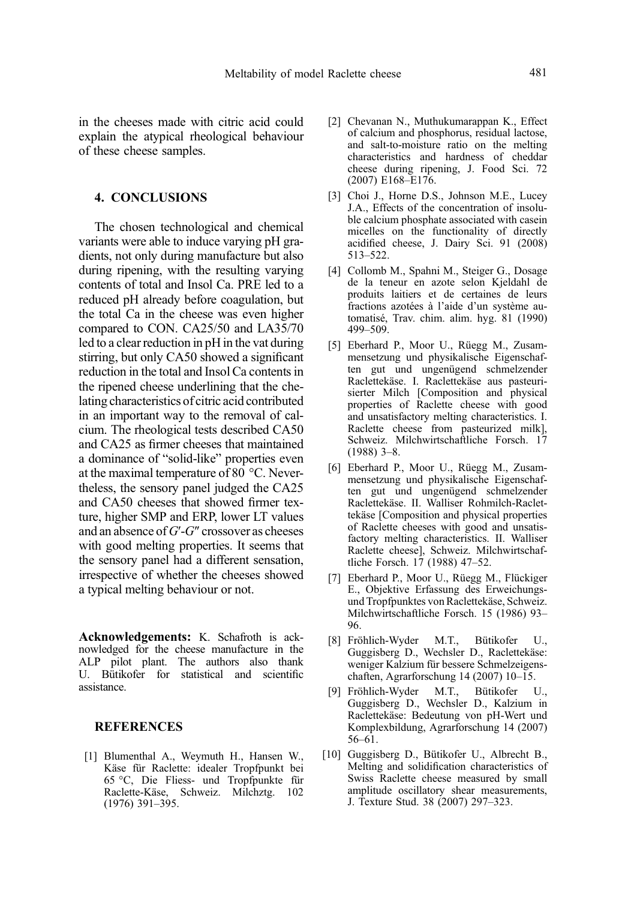in the cheeses made with citric acid could explain the atypical rheological behaviour of these cheese samples.

## 4. CONCLUSIONS

The chosen technological and chemical variants were able to induce varying pH gradients, not only during manufacture but also during ripening, with the resulting varying contents of total and Insol Ca. PRE led to a reduced pH already before coagulation, but the total Ca in the cheese was even higher compared to CON. CA25/50 and LA35/70 led to a clear reduction in pH in the vat during stirring, but only CA50 showed a significant reduction in the total and Insol Ca contents in the ripened cheese underlining that the chelating characteristics of citric acid contributed in an important way to the removal of calcium. The rheological tests described CA50 and CA25 as firmer cheeses that maintained a dominance of "solid-like" properties even at the maximal temperature of 80 °C. Nevertheless, the sensory panel judged the CA25 and CA50 cheeses that showed firmer texture, higher SMP and ERP, lower LT values and an absence of $G'$-$G''$ crossover as cheeses with good melting properties. It seems that the sensory panel had a different sensation, irrespective of whether the cheeses showed a typical melting behaviour or not.

**Acknowledgements:** K. Schafroth is acknowledged for the cheese manufacture in the ALP pilot plant. The authors also thank U. Bütikofer for statistical and scientific assistance.

## REFERENCES

[1] Blumenthal A., Weymuth H., Hansen W., Käse für Raclette: idealer Tropfpunkt bei 65 °C, Die Fliess- und Tropfpunkte für Raclette-Käse, Schweiz. Milchztg. 102 (1976) 391–395.

[2] Chevanan N., Muthukumarappan K., Effect of calcium and phosphorus, residual lactose, and salt-to-moisture ratio on the melting characteristics and hardness of cheddar cheese during ripening, J. Food Sci. 72 (2007) E168–E176.

[3] Choi J., Horne D.S., Johnson M.E., Lucey J.A., Effects of the concentration of insoluble calcium phosphate associated with casein micelles on the functionality of directly acidified cheese, J. Dairy Sci. 91 (2008) 513–522.

[4] Collomb M., Spahni M., Steiger G., Dosage de la teneur en azote selon Kjeldahl de produits laitiers et de certaines de leurs fractions azotées à l'aide d'un système automatisé, Trav. chim. alim. hyg. 81 (1990) 499–509.

[5] Eberhard P., Moor U., Rüegg M., Zusammensetzung und physikalische Eigenschaften gut und ungenügend schmelzender Raclettekäse. I. Raclettekäse aus pasteurisierter Milch [Composition and physical properties of Raclette cheese with good and unsatisfactory melting characteristics. I. Raclette cheese from pasteurized milk], Schweiz. Milchwirtschaftliche Forsch. 17 (1988) 3–8.

[6] Eberhard P., Moor U., Rüegg M., Zusammensetzung und physikalische Eigenschaften gut und ungenügend schmelzender Raclettekäse. II. Walliser Rohmilch-Raclettekäse [Composition and physical properties of Raclette cheeses with good and unsatisfactory melting characteristics. II. Walliser Raclette cheese], Schweiz. Milchwirtschaftliche Forsch. 17 (1988) 47–52.

[7] Eberhard P., Moor U., Rüegg M., Flückiger E., Objektive Erfassung des Erweichungs- und Tropfpunktes von Raclettekäse, Schweiz. Milchwirtschaftliche Forsch. 15 (1986) 93–96.

[8] Fröhlich-Wyder M.T., Bütikofer U., Guggisberg D., Wechsler D., Raclettekäse: weniger Kalzium für bessere Schmelzeigenschaften, Agrarforschung 14 (2007) 10–15.

[9] Fröhlich-Wyder M.T., Bütikofer U., Guggisberg D., Wechsler D., Kalzium in Raclettekäse: Bedeutung von pH-Wert und Komplexbildung, Agrarforschung 14 (2007) 56–61.

[10] Guggisberg D., Bütikofer U., Albrecht B., Melting and solidification characteristics of Swiss Raclette cheese measured by small amplitude oscillatory shear measurements, J. Texture Stud. 38 (2007) 297–323.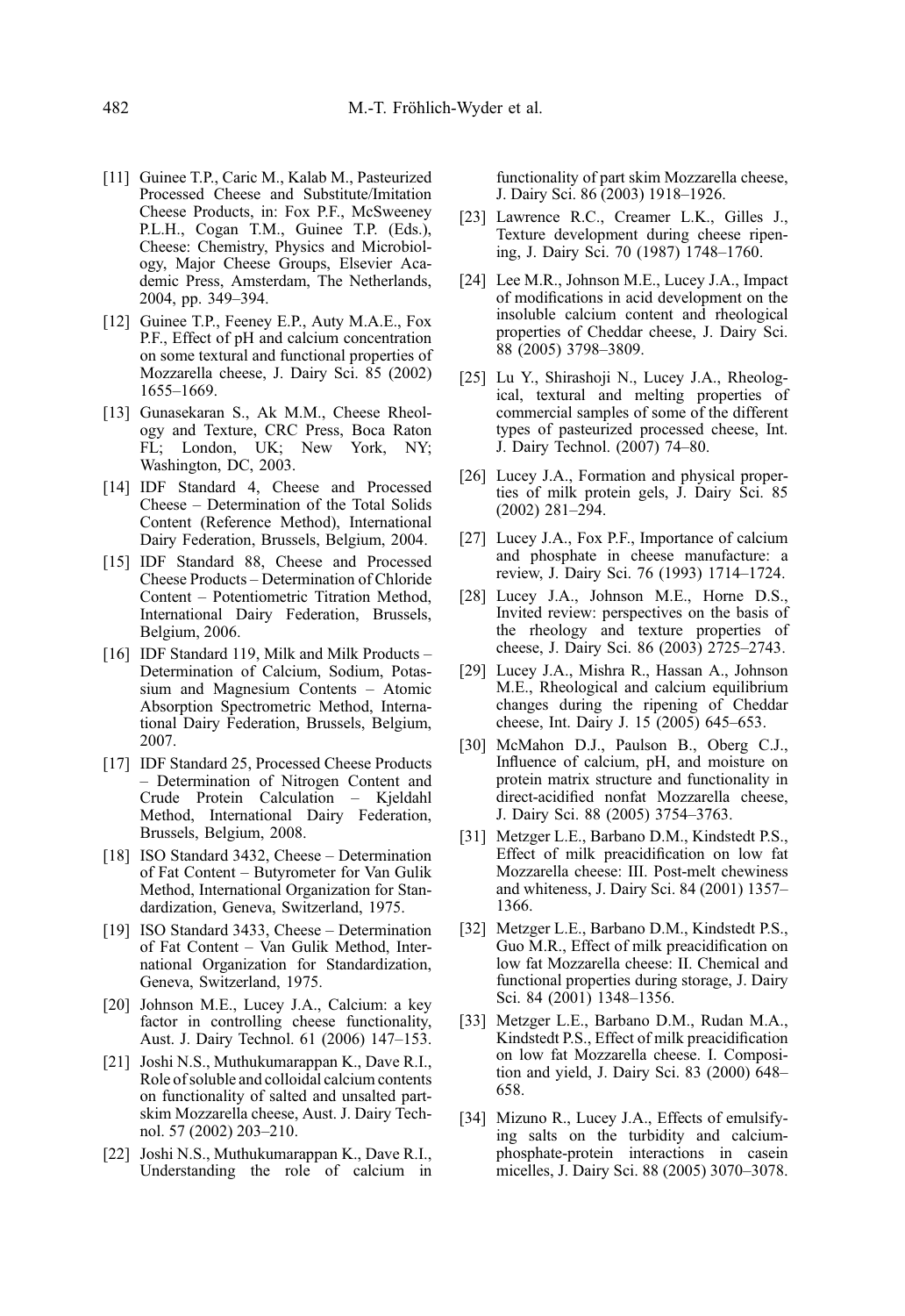[11] Guinee T.P., Caric M., Kalab M., Pasteurized Processed Cheese and Substitute/Imitation Cheese Products, in: Fox P.F., McSweeney P.L.H., Cogan T.M., Guinee T.P. (Eds.), Cheese: Chemistry, Physics and Microbiology, Major Cheese Groups, Elsevier Academic Press, Amsterdam, The Netherlands, 2004, pp. 349–394.

[12] Guinee T.P., Feeney E.P., Auty M.A.E., Fox P.F., Effect of pH and calcium concentration on some textural and functional properties of Mozzarella cheese, J. Dairy Sci. 85 (2002) 1655–1669.

[13] Gunasekaran S., Ak M.M., Cheese Rheology and Texture, CRC Press, Boca Raton FL; London, UK; New York, NY; Washington, DC, 2003.

[14] IDF Standard 4, Cheese and Processed Cheese – Determination of the Total Solids Content (Reference Method), International Dairy Federation, Brussels, Belgium, 2004.

[15] IDF Standard 88, Cheese and Processed Cheese Products – Determination of Chloride Content – Potentiometric Titration Method, International Dairy Federation, Brussels, Belgium, 2006.

[16] IDF Standard 119, Milk and Milk Products – Determination of Calcium, Sodium, Potassium and Magnesium Contents – Atomic Absorption Spectrometric Method, International Dairy Federation, Brussels, Belgium, 2007.

[17] IDF Standard 25, Processed Cheese Products – Determination of Nitrogen Content and Crude Protein Calculation – Kjeldahl Method, International Dairy Federation, Brussels, Belgium, 2008.

[18] ISO Standard 3432, Cheese – Determination of Fat Content – Butyrometer for Van Gulik Method, International Organization for Standardization, Geneva, Switzerland, 1975.

[19] ISO Standard 3433, Cheese – Determination of Fat Content – Van Gulik Method, International Organization for Standardization, Geneva, Switzerland, 1975.

[20] Johnson M.E., Lucey J.A., Calcium: a key factor in controlling cheese functionality, Aust. J. Dairy Technol. 61 (2006) 147–153.

[21] Joshi N.S., Muthukumarappan K., Dave R.I., Role of soluble and colloidal calcium contents on functionality of salted and unsalted part-skim Mozzarella cheese, Aust. J. Dairy Technol. 57 (2002) 203–210.

[22] Joshi N.S., Muthukumarappan K., Dave R.I., Understanding the role of calcium in functionality of part skim Mozzarella cheese, J. Dairy Sci. 86 (2003) 1918–1926.

[23] Lawrence R.C., Creamer L.K., Gilles J., Texture development during cheese ripening, J. Dairy Sci. 70 (1987) 1748–1760.

[24] Lee M.R., Johnson M.E., Lucey J.A., Impact of modifications in acid development on the insoluble calcium content and rheological properties of Cheddar cheese, J. Dairy Sci. 88 (2005) 3798–3809.

[25] Lu Y., Shirashoji N., Lucey J.A., Rheological, textural and melting properties of commercial samples of some of the different types of pasteurized processed cheese, Int. J. Dairy Technol. (2007) 74–80.

[26] Lucey J.A., Formation and physical properties of milk protein gels, J. Dairy Sci. 85 (2002) 281–294.

[27] Lucey J.A., Fox P.F., Importance of calcium and phosphate in cheese manufacture: a review, J. Dairy Sci. 76 (1993) 1714–1724.

[28] Lucey J.A., Johnson M.E., Horne D.S., Invited review: perspectives on the basis of the rheology and texture properties of cheese, J. Dairy Sci. 86 (2003) 2725–2743.

[29] Lucey J.A., Mishra R., Hassan A., Johnson M.E., Rheological and calcium equilibrium changes during the ripening of Cheddar cheese, Int. Dairy J. 15 (2005) 645–653.

[30] McMahon D.J., Paulson B., Oberg C.J., Influence of calcium, pH, and moisture on protein matrix structure and functionality in direct-acidified nonfat Mozzarella cheese, J. Dairy Sci. 88 (2005) 3754–3763.

[31] Metzger L.E., Barbano D.M., Kindstedt P.S., Effect of milk preacidification on low fat Mozzarella cheese: III. Post-melt chewiness and whiteness, J. Dairy Sci. 84 (2001) 1357–1366.

[32] Metzger L.E., Barbano D.M., Kindstedt P.S., Guo M.R., Effect of milk preacidification on low fat Mozzarella cheese: II. Chemical and functional properties during storage, J. Dairy Sci. 84 (2001) 1348–1356.

[33] Metzger L.E., Barbano D.M., Rudan M.A., Kindstedt P.S., Effect of milk preacidification on low fat Mozzarella cheese. I. Composition and yield, J. Dairy Sci. 83 (2000) 648–658.

[34] Mizuno R., Lucey J.A., Effects of emulsifying salts on the turbidity and calcium-phosphate-protein interactions in casein micelles, J. Dairy Sci. 88 (2005) 3070–3078.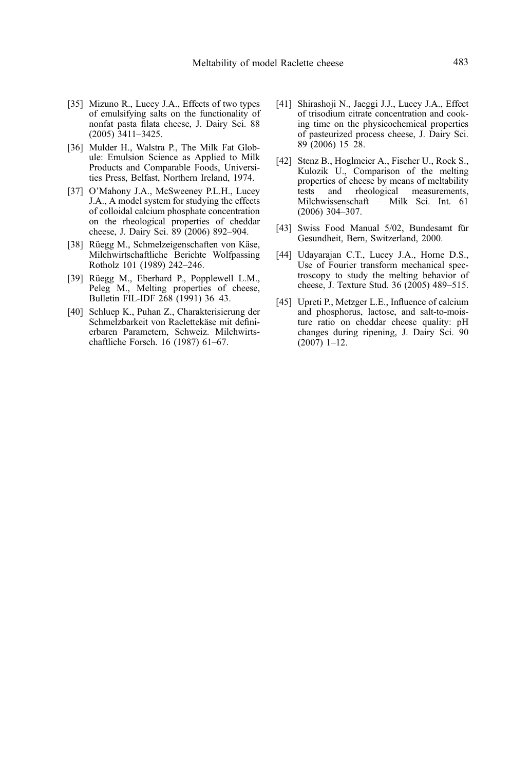[35] Mizuno R., Lucey J.A., Effects of two types of emulsifying salts on the functionality of nonfat pasta filata cheese, J. Dairy Sci. 88 (2005) 3411–3425.

[36] Mulder H., Walstra P., The Milk Fat Globule: Emulsion Science as Applied to Milk Products and Comparable Foods, Universities Press, Belfast, Northern Ireland, 1974.

[37] O'Mahony J.A., McSweeney P.L.H., Lucey J.A., A model system for studying the effects of colloidal calcium phosphate concentration on the rheological properties of cheddar cheese, J. Dairy Sci. 89 (2006) 892–904.

[38] Rüegg M., Schmelzeigenschaften von Käse, Milchwirtschaftliche Berichte Wolfpassing Rotholz 101 (1989) 242–246.

[39] Rüegg M., Eberhard P., Popplewell L.M., Peleg M., Melting properties of cheese, Bulletin FIL-IDF 268 (1991) 36–43.

[40] Schluep K., Puhan Z., Charakterisierung der Schmelzbarkeit von Raclettekäse mit definierbaren Parametern, Schweiz. Milchwirtschaftliche Forsch. 16 (1987) 61–67.

[41] Shirashoji N., Jaeggi J.J., Lucey J.A., Effect of trisodium citrate concentration and cooking time on the physicochemical properties of pasteurized process cheese, J. Dairy Sci. 89 (2006) 15–28.

[42] Stenz B., Hoglmeier A., Fischer U., Rock S., Kulozik U., Comparison of the melting properties of cheese by means of meltability tests and rheological measurements, Milchwissenschaft – Milk Sci. Int. 61 (2006) 304–307.

[43] Swiss Food Manual 5/02, Bundesamt für Gesundheit, Bern, Switzerland, 2000.

[44] Udayarajan C.T., Lucey J.A., Horne D.S., Use of Fourier transform mechanical spectroscopy to study the melting behavior of cheese, J. Texture Stud. 36 (2005) 489–515.

[45] Upreti P., Metzger L.E., Influence of calcium and phosphorus, lactose, and salt-to-moisture ratio on cheddar cheese quality: pH changes during ripening, J. Dairy Sci. 90 (2007) 1–12.